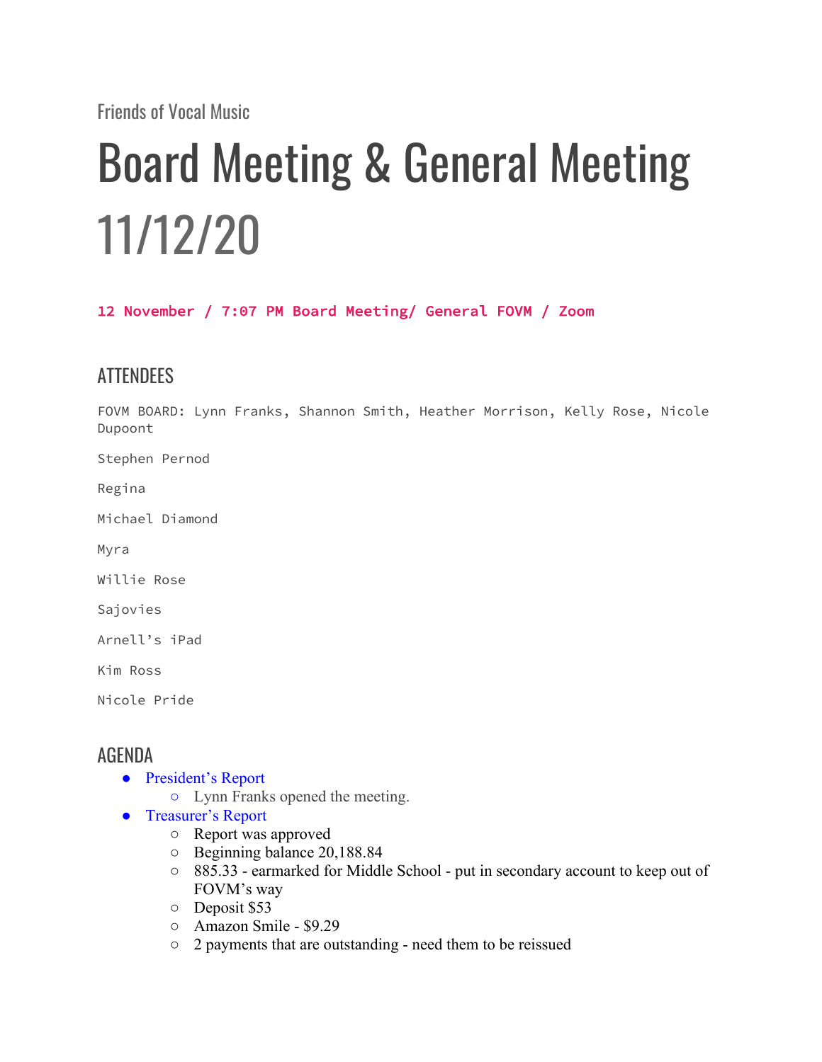Friends of Vocal Music

# Board Meeting & General Meeting 11/12/20

**12 November / 7:07 PM Board Meeting/ General FOVM / Zoom**

## ATTENDEES

FOVM BOARD: Lynn Franks, Shannon Smith, Heather Morrison, Kelly Rose, Nicole Dupoont

Stephen Pernod

Regina

Michael Diamond

Myra

Willie Rose

Sajovies

Arnell's iPad

Kim Ross

Nicole Pride

## AGENDA

- President's Report
  - Lynn Franks opened the meeting.
- Treasurer's Report
  - Report was approved
  - Beginning balance 20,188.84
  - 885.33 - earmarked for Middle School - put in secondary account to keep out of FOVM's way
  - Deposit $53
  - Amazon Smile - $9.29
  - 2 payments that are outstanding - need them to be reissued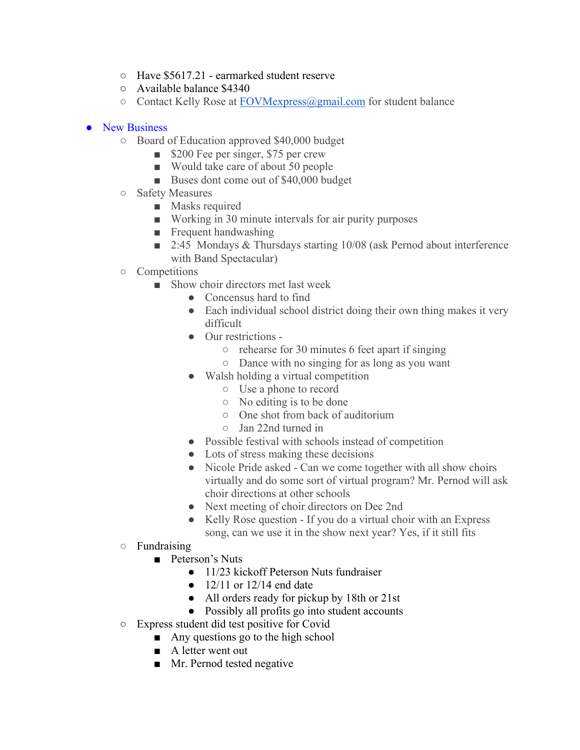- Have $5617.21 - earmarked student reserve
  - Available balance $4340
  - Contact Kelly Rose at [FOVMexpress@gmail.com](mailto:FOVMexpress@gmail.com) for student balance

- New Business
  - Board of Education approved $40,000 budget
    - $200 Fee per singer, $75 per crew
    - Would take care of about 50 people
    - Buses dont come out of $40,000 budget
  - Safety Measures
    - Masks required
    - Working in 30 minute intervals for air purity purposes
    - Frequent handwashing
    - 2:45 Mondays & Thursdays starting 10/08 (ask Pernod about interference with Band Spectacular)
  - Competitions
    - Show choir directors met last week
      - Concensus hard to find
      - Each individual school district doing their own thing makes it very difficult
      - Our restrictions -
        - rehearse for 30 minutes 6 feet apart if singing
        - Dance with no singing for as long as you want
      - Walsh holding a virtual competition
        - Use a phone to record
        - No editing is to be done
        - One shot from back of auditorium
        - Jan 22nd turned in
      - Possible festival with schools instead of competition
      - Lots of stress making these decisions
      - Nicole Pride asked - Can we come together with all show choirs virtually and do some sort of virtual program? Mr. Pernod will ask choir directions at other schools
      - Next meeting of choir directors on Dec 2nd
      - Kelly Rose question - If you do a virtual choir with an Express song, can we use it in the show next year? Yes, if it still fits
  - Fundraising
    - Peterson's Nuts
      - 11/23 kickoff Peterson Nuts fundraiser
      - 12/11 or 12/14 end date
      - All orders ready for pickup by 18th or 21st
      - Possibly all profits go into student accounts
  - Express student did test positive for Covid
    - Any questions go to the high school
    - A letter went out
    - Mr. Pernod tested negative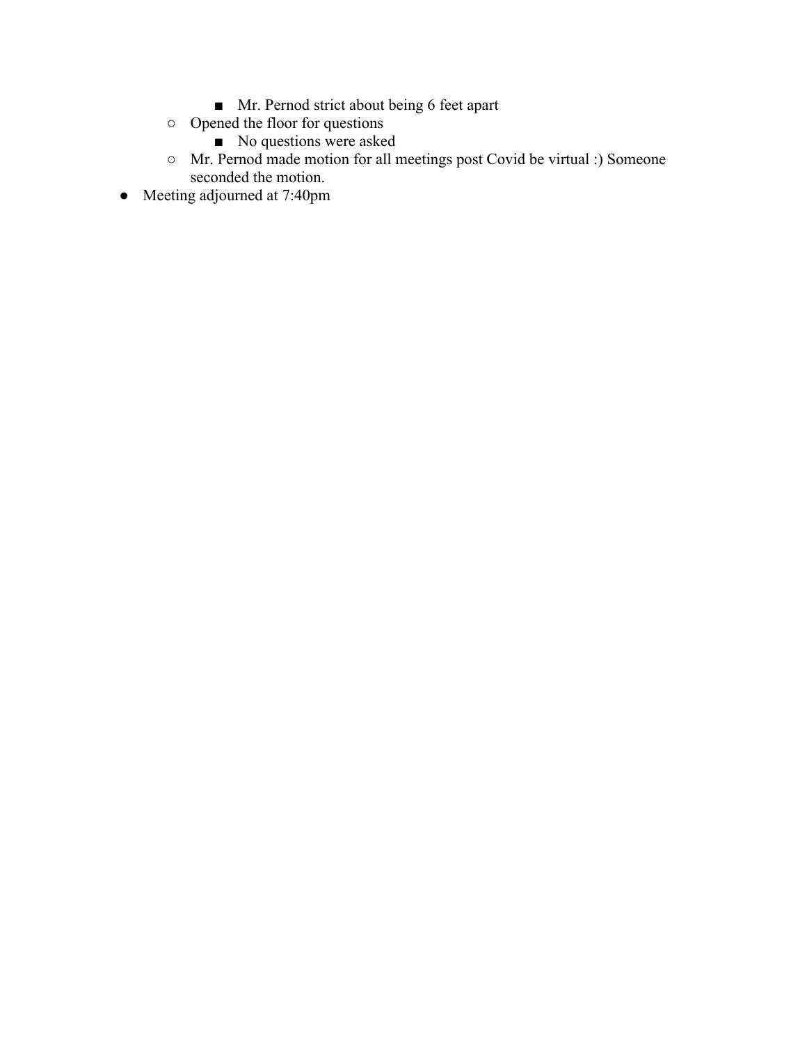- Mr. Pernod strict about being 6 feet apart
    - Opened the floor for questions
        - No questions were asked
    - Mr. Pernod made motion for all meetings post Covid be virtual :) Someone seconded the motion.
- Meeting adjourned at 7:40pm